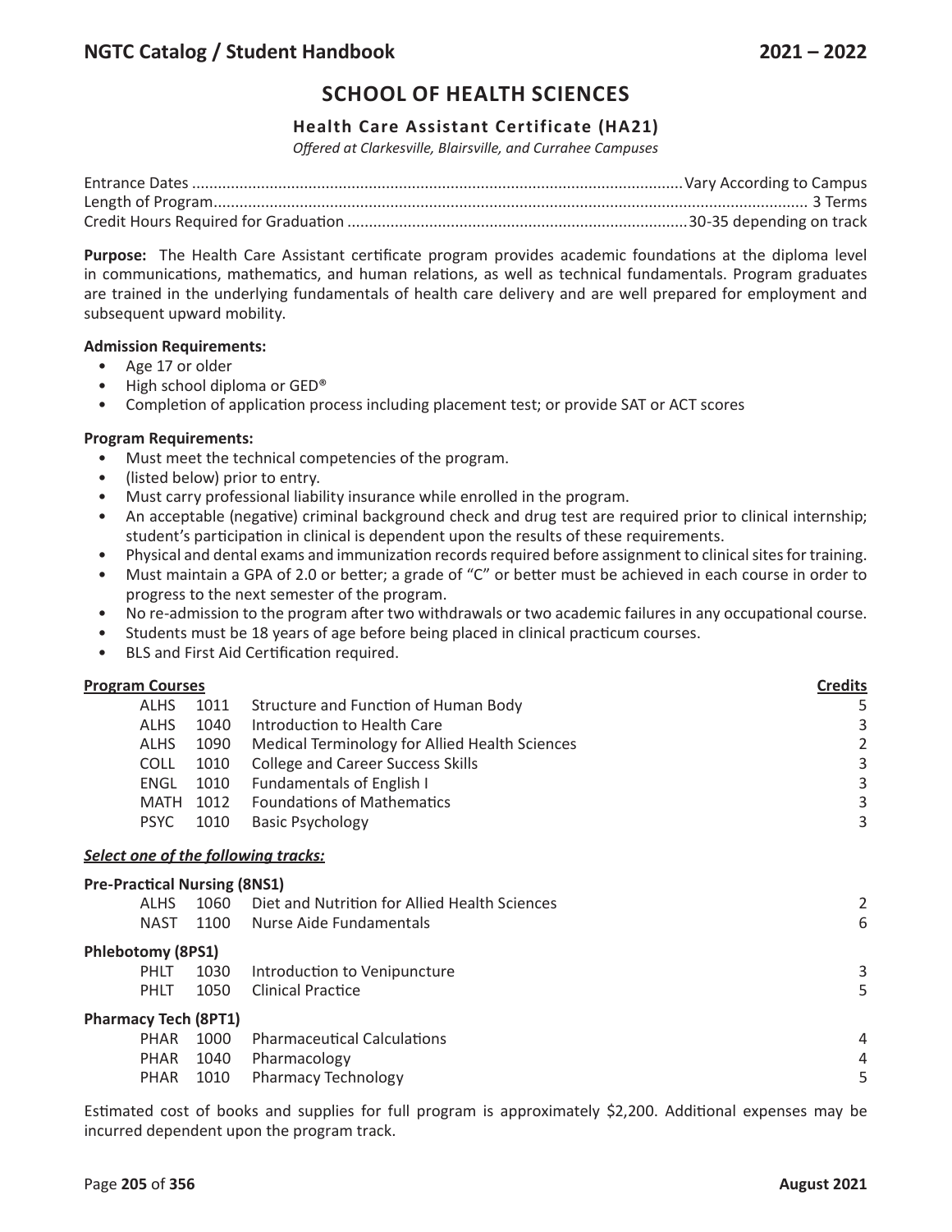# SCHOOL OF HEALTH SCIENCES

## Health Care Assistant Certificate (HA21)

*Offered at Clarkesville, Blairsville, and Currahee Campuses*

Entrance Dates ................................................ Vary According to Campus
Length of Program ................................................ 3 Terms
Credit Hours Required for Graduation ................................................ 30-35 depending on track

**Purpose:** The Health Care Assistant certificate program provides academic foundations at the diploma level in communications, mathematics, and human relations, as well as technical fundamentals. Program graduates are trained in the underlying fundamentals of health care delivery and are well prepared for employment and subsequent upward mobility.

**Admission Requirements:**

- Age 17 or older
- High school diploma or GED®
- Completion of application process including placement test; or provide SAT or ACT scores

**Program Requirements:**

- Must meet the technical competencies of the program.
- (listed below) prior to entry.
- Must carry professional liability insurance while enrolled in the program.
- An acceptable (negative) criminal background check and drug test are required prior to clinical internship; student's participation in clinical is dependent upon the results of these requirements.
- Physical and dental exams and immunization records required before assignment to clinical sites for training.
- Must maintain a GPA of 2.0 or better; a grade of "C" or better must be achieved in each course in order to progress to the next semester of the program.
- No re-admission to the program after two withdrawals or two academic failures in any occupational course.
- Students must be 18 years of age before being placed in clinical practicum courses.
- BLS and First Aid Certification required.

| **Program Courses** | | | **Credits** |
|---|---|---|---|
| ALHS | 1011 | Structure and Function of Human Body | 5 |
| ALHS | 1040 | Introduction to Health Care | 3 |
| ALHS | 1090 | Medical Terminology for Allied Health Sciences | 2 |
| COLL | 1010 | College and Career Success Skills | 3 |
| ENGL | 1010 | Fundamentals of English I | 3 |
| MATH | 1012 | Foundations of Mathematics | 3 |
| PSYC | 1010 | Basic Psychology | 3 |

***Select one of the following tracks:***

**Pre-Practical Nursing (8NS1)**

| | | | |
|---|---|---|---|
| ALHS | 1060 | Diet and Nutrition for Allied Health Sciences | 2 |
| NAST | 1100 | Nurse Aide Fundamentals | 6 |

**Phlebotomy (8PS1)**

| | | | |
|---|---|---|---|
| PHLT | 1030 | Introduction to Venipuncture | 3 |
| PHLT | 1050 | Clinical Practice | 5 |

**Pharmacy Tech (8PT1)**

| | | | |
|---|---|---|---|
| PHAR | 1000 | Pharmaceutical Calculations | 4 |
| PHAR | 1040 | Pharmacology | 4 |
| PHAR | 1010 | Pharmacy Technology | 5 |

Estimated cost of books and supplies for full program is approximately $2,200. Additional expenses may be incurred dependent upon the program track.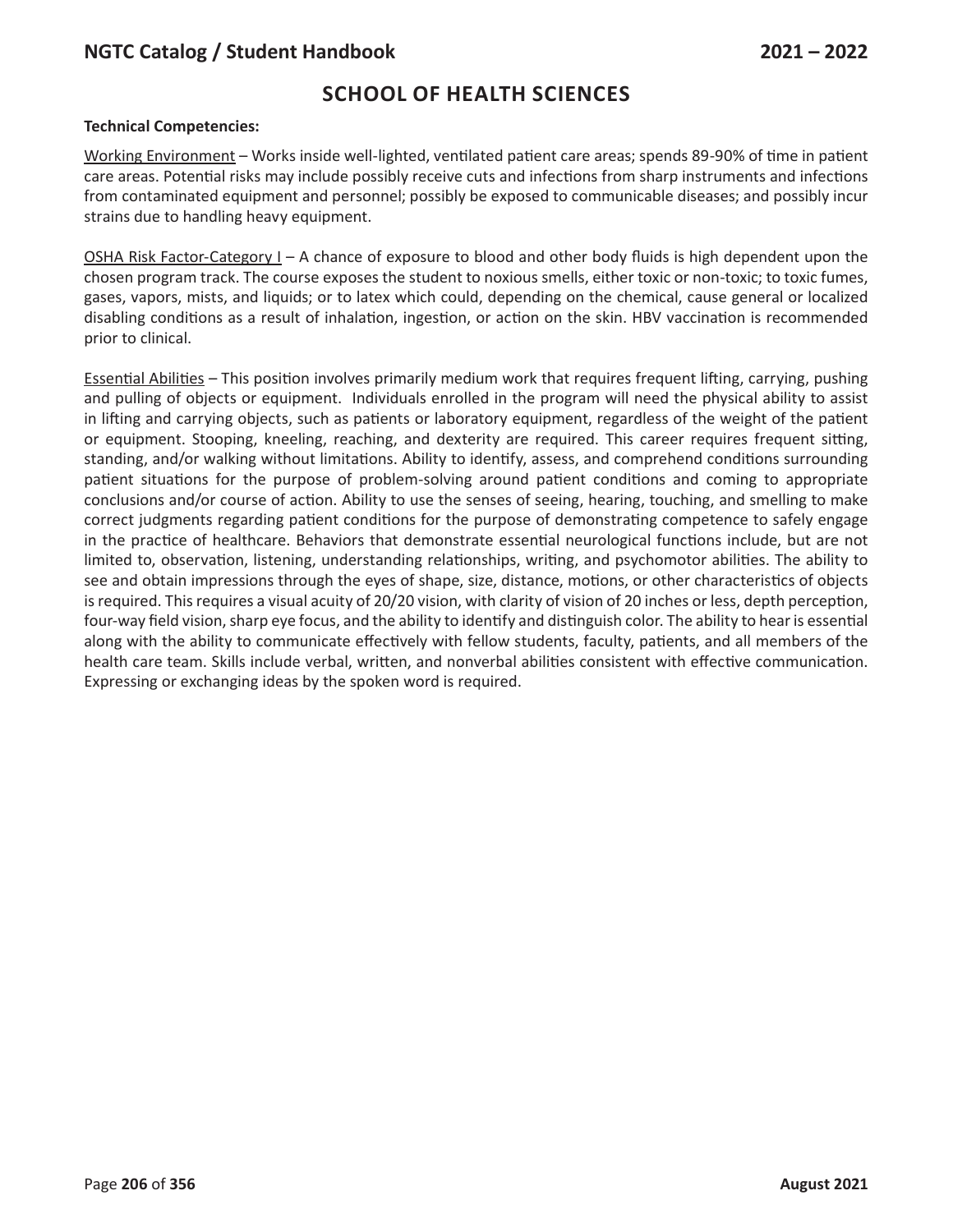## SCHOOL OF HEALTH SCIENCES

**Technical Competencies:**

Working Environment – Works inside well-lighted, ventilated patient care areas; spends 89-90% of time in patient care areas. Potential risks may include possibly receive cuts and infections from sharp instruments and infections from contaminated equipment and personnel; possibly be exposed to communicable diseases; and possibly incur strains due to handling heavy equipment.

OSHA Risk Factor-Category I – A chance of exposure to blood and other body fluids is high dependent upon the chosen program track. The course exposes the student to noxious smells, either toxic or non-toxic; to toxic fumes, gases, vapors, mists, and liquids; or to latex which could, depending on the chemical, cause general or localized disabling conditions as a result of inhalation, ingestion, or action on the skin. HBV vaccination is recommended prior to clinical.

Essential Abilities – This position involves primarily medium work that requires frequent lifting, carrying, pushing and pulling of objects or equipment. Individuals enrolled in the program will need the physical ability to assist in lifting and carrying objects, such as patients or laboratory equipment, regardless of the weight of the patient or equipment. Stooping, kneeling, reaching, and dexterity are required. This career requires frequent sitting, standing, and/or walking without limitations. Ability to identify, assess, and comprehend conditions surrounding patient situations for the purpose of problem-solving around patient conditions and coming to appropriate conclusions and/or course of action. Ability to use the senses of seeing, hearing, touching, and smelling to make correct judgments regarding patient conditions for the purpose of demonstrating competence to safely engage in the practice of healthcare. Behaviors that demonstrate essential neurological functions include, but are not limited to, observation, listening, understanding relationships, writing, and psychomotor abilities. The ability to see and obtain impressions through the eyes of shape, size, distance, motions, or other characteristics of objects is required. This requires a visual acuity of 20/20 vision, with clarity of vision of 20 inches or less, depth perception, four-way field vision, sharp eye focus, and the ability to identify and distinguish color. The ability to hear is essential along with the ability to communicate effectively with fellow students, faculty, patients, and all members of the health care team. Skills include verbal, written, and nonverbal abilities consistent with effective communication. Expressing or exchanging ideas by the spoken word is required.